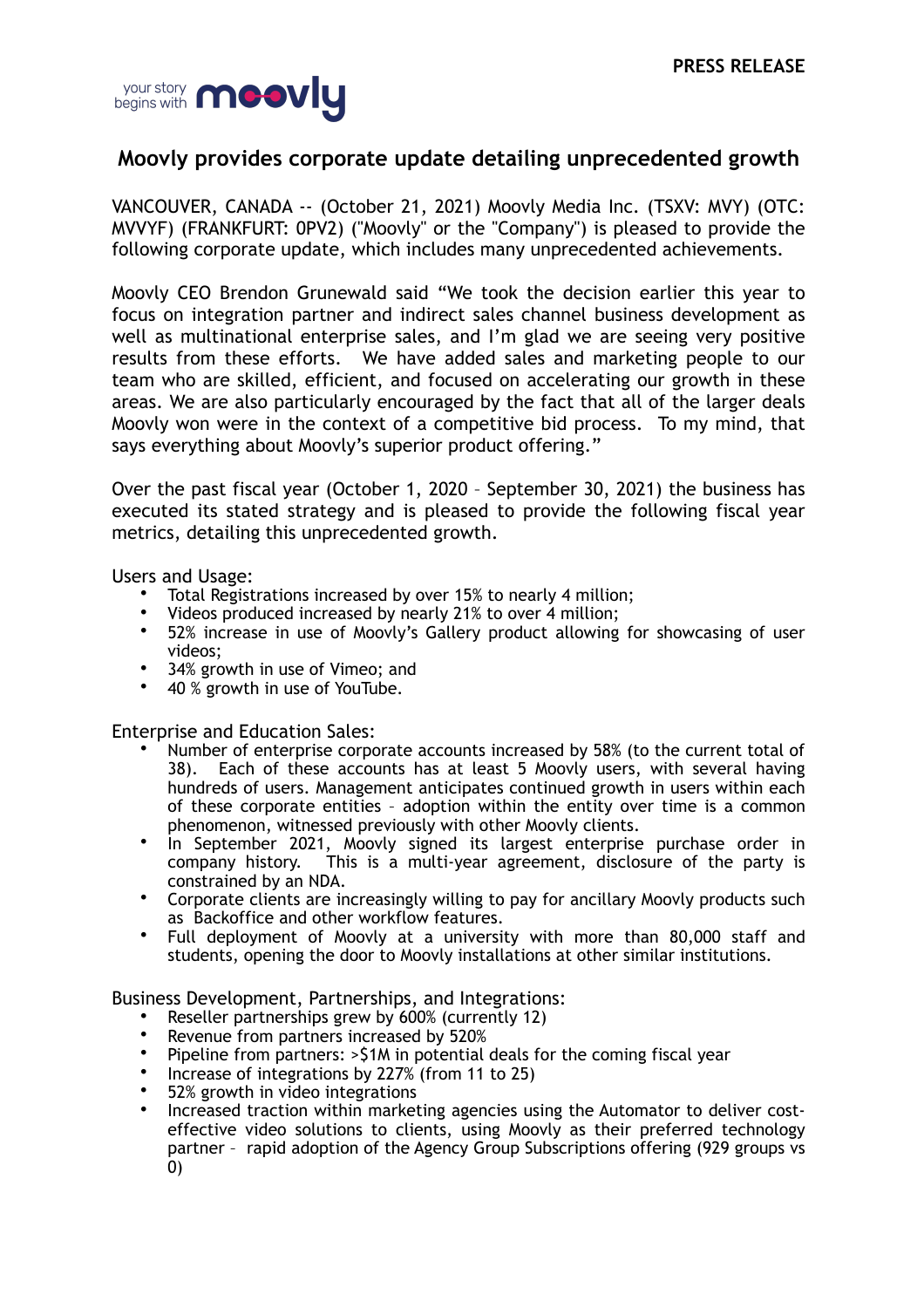PRESS RELEASE

your story begins with moovly

# Moovly provides corporate update detailing unprecedented growth

VANCOUVER, CANADA -- (October 21, 2021) Moovly Media Inc. (TSXV: MVY) (OTC: MVVYF) (FRANKFURT: 0PV2) ("Moovly" or the "Company") is pleased to provide the following corporate update, which includes many unprecedented achievements.

Moovly CEO Brendon Grunewald said "We took the decision earlier this year to focus on integration partner and indirect sales channel business development as well as multinational enterprise sales, and I'm glad we are seeing very positive results from these efforts. We have added sales and marketing people to our team who are skilled, efficient, and focused on accelerating our growth in these areas. We are also particularly encouraged by the fact that all of the larger deals Moovly won were in the context of a competitive bid process. To my mind, that says everything about Moovly's superior product offering."

Over the past fiscal year (October 1, 2020 – September 30, 2021) the business has executed its stated strategy and is pleased to provide the following fiscal year metrics, detailing this unprecedented growth.

Users and Usage:

- Total Registrations increased by over 15% to nearly 4 million;
- Videos produced increased by nearly 21% to over 4 million;
- 52% increase in use of Moovly's Gallery product allowing for showcasing of user videos;
- 34% growth in use of Vimeo; and
- 40 % growth in use of YouTube.

Enterprise and Education Sales:

- Number of enterprise corporate accounts increased by 58% (to the current total of 38). Each of these accounts has at least 5 Moovly users, with several having hundreds of users. Management anticipates continued growth in users within each of these corporate entities – adoption within the entity over time is a common phenomenon, witnessed previously with other Moovly clients.
- In September 2021, Moovly signed its largest enterprise purchase order in company history. This is a multi-year agreement, disclosure of the party is constrained by an NDA.
- Corporate clients are increasingly willing to pay for ancillary Moovly products such as Backoffice and other workflow features.
- Full deployment of Moovly at a university with more than 80,000 staff and students, opening the door to Moovly installations at other similar institutions.

Business Development, Partnerships, and Integrations:

- Reseller partnerships grew by 600% (currently 12)
- Revenue from partners increased by 520%
- Pipeline from partners: >$1M in potential deals for the coming fiscal year
- Increase of integrations by 227% (from 11 to 25)
- 52% growth in video integrations
- Increased traction within marketing agencies using the Automator to deliver cost-effective video solutions to clients, using Moovly as their preferred technology partner – rapid adoption of the Agency Group Subscriptions offering (929 groups vs 0)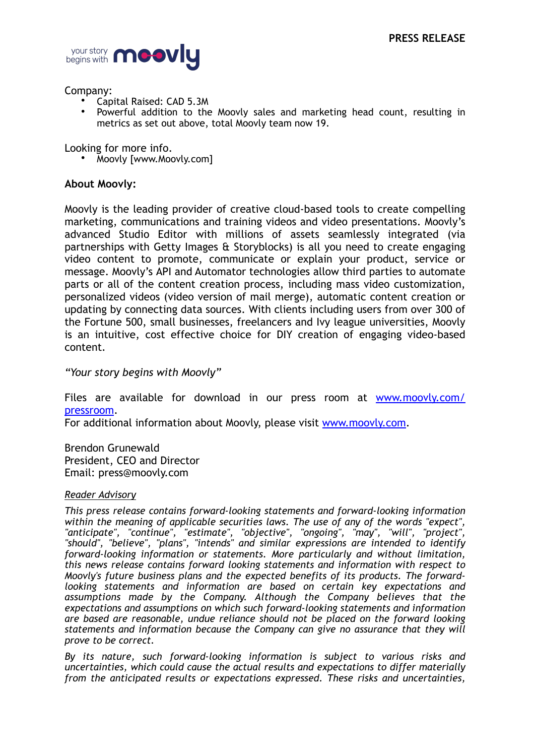Company:

- Capital Raised: CAD 5.3M
- Powerful addition to the Moovly sales and marketing head count, resulting in metrics as set out above, total Moovly team now 19.

Looking for more info.

- Moovly [www.Moovly.com]

**About Moovly:**

Moovly is the leading provider of creative cloud-based tools to create compelling marketing, communications and training videos and video presentations. Moovly's advanced Studio Editor with millions of assets seamlessly integrated (via partnerships with Getty Images & Storyblocks) is all you need to create engaging video content to promote, communicate or explain your product, service or message. Moovly's API and Automator technologies allow third parties to automate parts or all of the content creation process, including mass video customization, personalized videos (video version of mail merge), automatic content creation or updating by connecting data sources. With clients including users from over 300 of the Fortune 500, small businesses, freelancers and Ivy league universities, Moovly is an intuitive, cost effective choice for DIY creation of engaging video-based content.

*"Your story begins with Moovly"*

Files are available for download in our press room at www.moovly.com/pressroom.
For additional information about Moovly, please visit www.moovly.com.

Brendon Grunewald
President, CEO and Director
Email: press@moovly.com

*Reader Advisory*

*This press release contains forward-looking statements and forward-looking information within the meaning of applicable securities laws. The use of any of the words "expect", "anticipate", "continue", "estimate", "objective", "ongoing", "may", "will", "project", "should", "believe", "plans", "intends" and similar expressions are intended to identify forward-looking information or statements. More particularly and without limitation, this news release contains forward looking statements and information with respect to Moovly's future business plans and the expected benefits of its products. The forward-looking statements and information are based on certain key expectations and assumptions made by the Company. Although the Company believes that the expectations and assumptions on which such forward-looking statements and information are based are reasonable, undue reliance should not be placed on the forward looking statements and information because the Company can give no assurance that they will prove to be correct.*

*By its nature, such forward-looking information is subject to various risks and uncertainties, which could cause the actual results and expectations to differ materially from the anticipated results or expectations expressed. These risks and uncertainties,*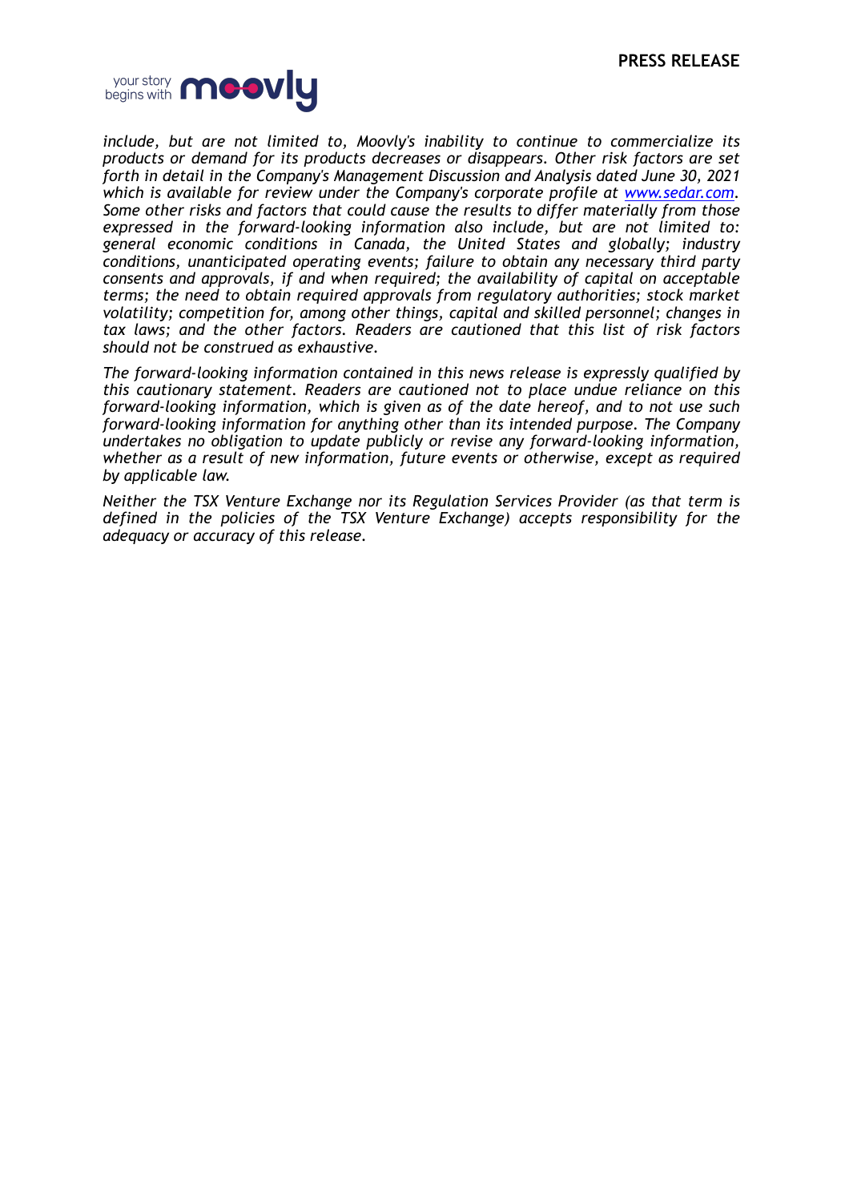*include, but are not limited to, Moovly's inability to continue to commercialize its products or demand for its products decreases or disappears. Other risk factors are set forth in detail in the Company's Management Discussion and Analysis dated June 30, 2021 which is available for review under the Company's corporate profile at [www.sedar.com](http://www.sedar.com). Some other risks and factors that could cause the results to differ materially from those expressed in the forward-looking information also include, but are not limited to: general economic conditions in Canada, the United States and globally; industry conditions, unanticipated operating events; failure to obtain any necessary third party consents and approvals, if and when required; the availability of capital on acceptable terms; the need to obtain required approvals from regulatory authorities; stock market volatility; competition for, among other things, capital and skilled personnel; changes in tax laws; and the other factors. Readers are cautioned that this list of risk factors should not be construed as exhaustive.*

*The forward-looking information contained in this news release is expressly qualified by this cautionary statement. Readers are cautioned not to place undue reliance on this forward-looking information, which is given as of the date hereof, and to not use such forward-looking information for anything other than its intended purpose. The Company undertakes no obligation to update publicly or revise any forward-looking information, whether as a result of new information, future events or otherwise, except as required by applicable law.*

*Neither the TSX Venture Exchange nor its Regulation Services Provider (as that term is defined in the policies of the TSX Venture Exchange) accepts responsibility for the adequacy or accuracy of this release.*